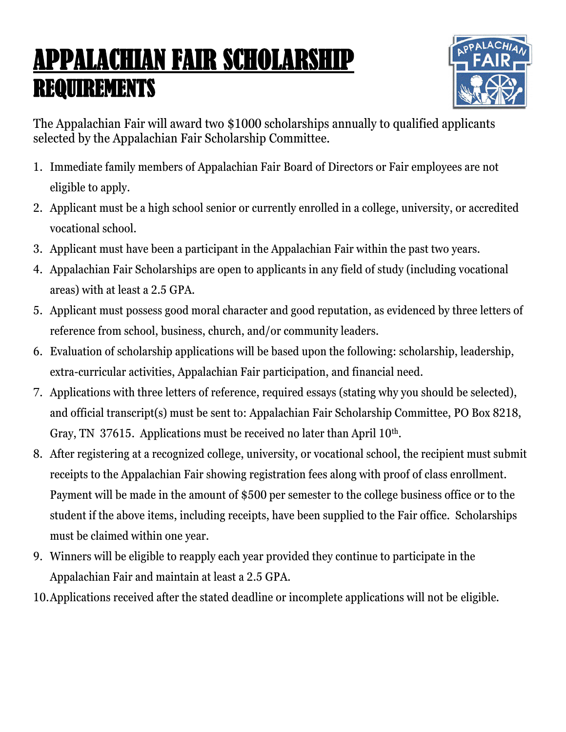# APPALACHIAN FAIR SCHOLARSHIP REQUIREMENTS

The Appalachian Fair will award two $1000 scholarships annually to qualified applicants selected by the Appalachian Fair Scholarship Committee.

1. Immediate family members of Appalachian Fair Board of Directors or Fair employees are not eligible to apply.
2. Applicant must be a high school senior or currently enrolled in a college, university, or accredited vocational school.
3. Applicant must have been a participant in the Appalachian Fair within the past two years.
4. Appalachian Fair Scholarships are open to applicants in any field of study (including vocational areas) with at least a 2.5 GPA.
5. Applicant must possess good moral character and good reputation, as evidenced by three letters of reference from school, business, church, and/or community leaders.
6. Evaluation of scholarship applications will be based upon the following: scholarship, leadership, extra-curricular activities, Appalachian Fair participation, and financial need.
7. Applications with three letters of reference, required essays (stating why you should be selected), and official transcript(s) must be sent to: Appalachian Fair Scholarship Committee, PO Box 8218, Gray, TN 37615. Applications must be received no later than April 10th.
8. After registering at a recognized college, university, or vocational school, the recipient must submit receipts to the Appalachian Fair showing registration fees along with proof of class enrollment. Payment will be made in the amount of $500 per semester to the college business office or to the student if the above items, including receipts, have been supplied to the Fair office. Scholarships must be claimed within one year.
9. Winners will be eligible to reapply each year provided they continue to participate in the Appalachian Fair and maintain at least a 2.5 GPA.
10. Applications received after the stated deadline or incomplete applications will not be eligible.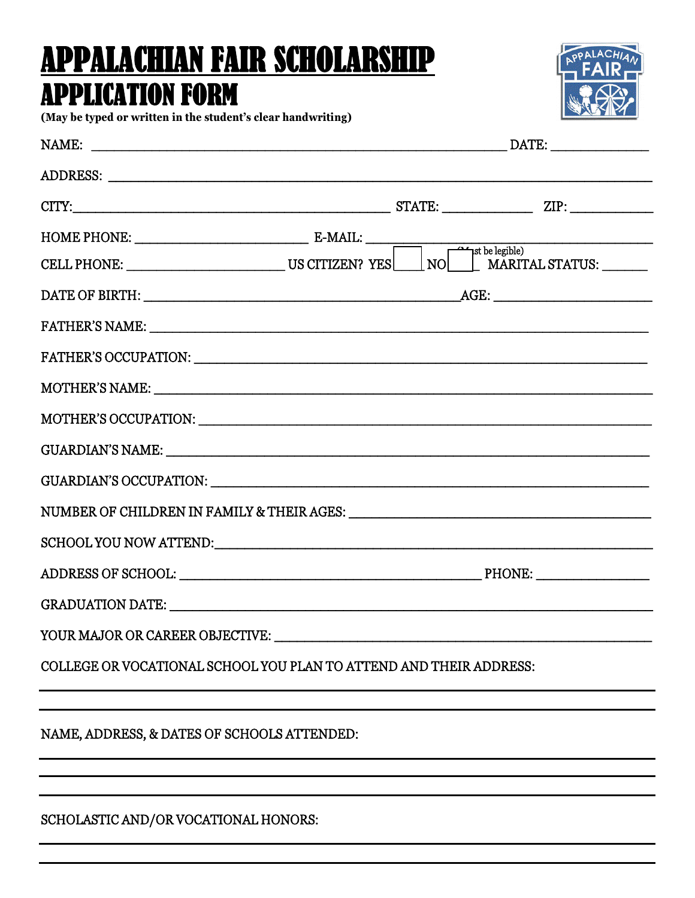# APPALACHIAN FAIR SCHOLARSHIP

## APPLICATION FORM

**(May be typed or written in the student's clear handwriting)**

NAME: ____________________________________________ DATE: ______________

ADDRESS: ______________________________________________________________

CITY: ____________________________________ STATE: ____________ ZIP: ___________

HOME PHONE: _______________________ E-MAIL: ___________________________________
(Must be legible)

CELL PHONE: _____________________ US CITIZEN? YES ☐ NO ☐ MARITAL STATUS: ______

DATE OF BIRTH: ______________________________________ AGE: ____________________

FATHER'S NAME: _________________________________________________________________

FATHER'S OCCUPATION: ____________________________________________________________

MOTHER'S NAME: _________________________________________________________________

MOTHER'S OCCUPATION: ____________________________________________________________

GUARDIAN'S NAME: _______________________________________________________________

GUARDIAN'S OCCUPATION: __________________________________________________________

NUMBER OF CHILDREN IN FAMILY & THEIR AGES: _______________________________________

SCHOOL YOU NOW ATTEND: __________________________________________________________

ADDRESS OF SCHOOL: _____________________________________ PHONE: _______________

GRADUATION DATE: _______________________________________________________________

YOUR MAJOR OR CAREER OBJECTIVE: ________________________________________________

COLLEGE OR VOCATIONAL SCHOOL YOU PLAN TO ATTEND AND THEIR ADDRESS:

_______________________________________________________________________________

_______________________________________________________________________________

NAME, ADDRESS, & DATES OF SCHOOLS ATTENDED:

_______________________________________________________________________________

_______________________________________________________________________________

_______________________________________________________________________________

SCHOLASTIC AND/OR VOCATIONAL HONORS:

_______________________________________________________________________________

_______________________________________________________________________________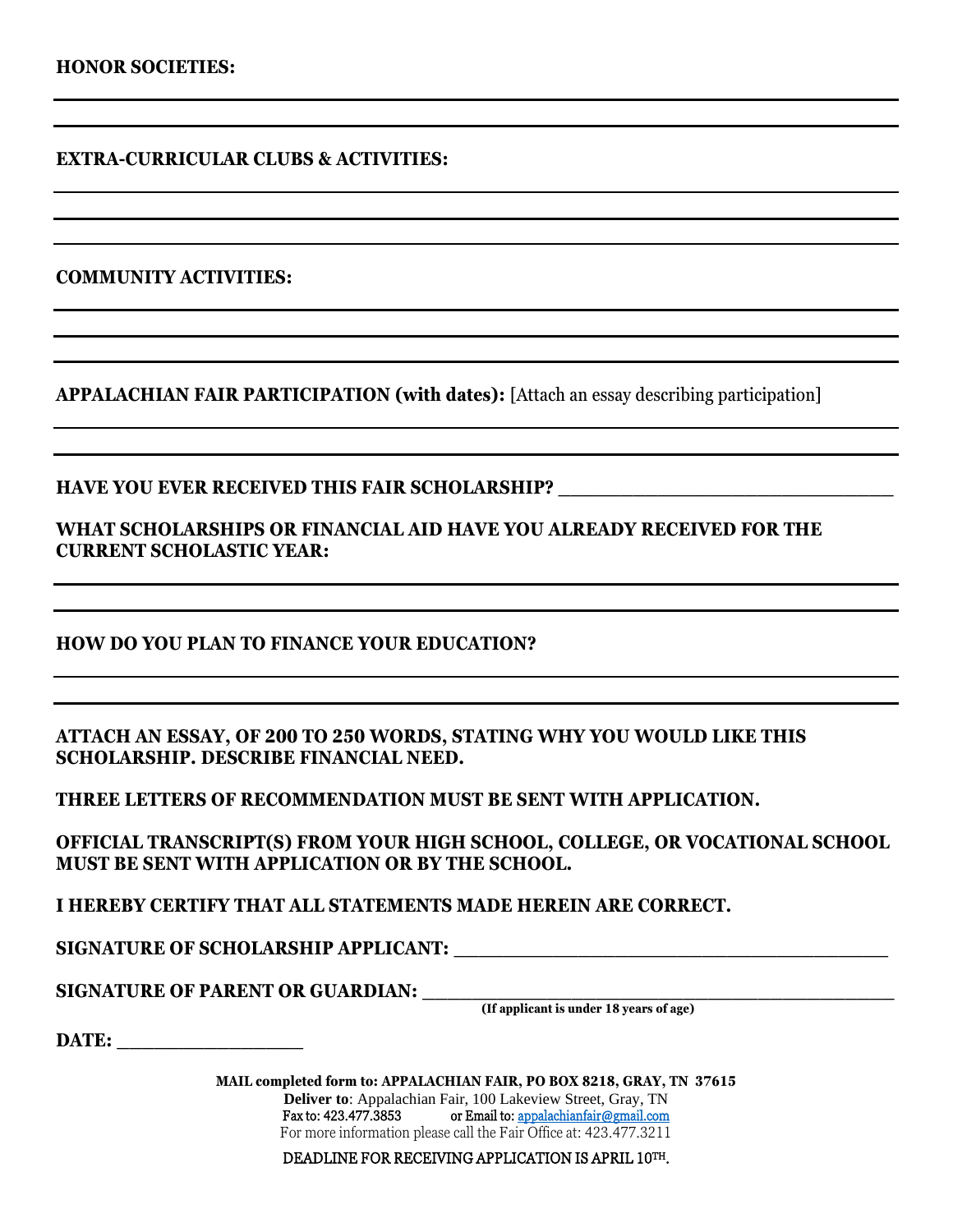**HONOR SOCIETIES:**

**EXTRA-CURRICULAR CLUBS & ACTIVITIES:**

**COMMUNITY ACTIVITIES:**

**APPALACHIAN FAIR PARTICIPATION (with dates):** [Attach an essay describing participation]

**HAVE YOU EVER RECEIVED THIS FAIR SCHOLARSHIP?** ________________________________

**WHAT SCHOLARSHIPS OR FINANCIAL AID HAVE YOU ALREADY RECEIVED FOR THE CURRENT SCHOLASTIC YEAR:**

**HOW DO YOU PLAN TO FINANCE YOUR EDUCATION?**

**ATTACH AN ESSAY, OF 200 TO 250 WORDS, STATING WHY YOU WOULD LIKE THIS SCHOLARSHIP. DESCRIBE FINANCIAL NEED.**

**THREE LETTERS OF RECOMMENDATION MUST BE SENT WITH APPLICATION.**

**OFFICIAL TRANSCRIPT(S) FROM YOUR HIGH SCHOOL, COLLEGE, OR VOCATIONAL SCHOOL MUST BE SENT WITH APPLICATION OR BY THE SCHOOL.**

**I HEREBY CERTIFY THAT ALL STATEMENTS MADE HEREIN ARE CORRECT.**

**SIGNATURE OF SCHOLARSHIP APPLICANT:** ________________________________________

**SIGNATURE OF PARENT OR GUARDIAN:** ________________________________________
**(If applicant is under 18 years of age)**

**DATE:** ____________________

**MAIL completed form to: APPALACHIAN FAIR, PO BOX 8218, GRAY, TN 37615**
**Deliver to**: Appalachian Fair, 100 Lakeview Street, Gray, TN
Fax to: 423.477.3853 or Email to: appalachianfair@gmail.com
For more information please call the Fair Office at: 423.477.3211

DEADLINE FOR RECEIVING APPLICATION IS APRIL 10TH.